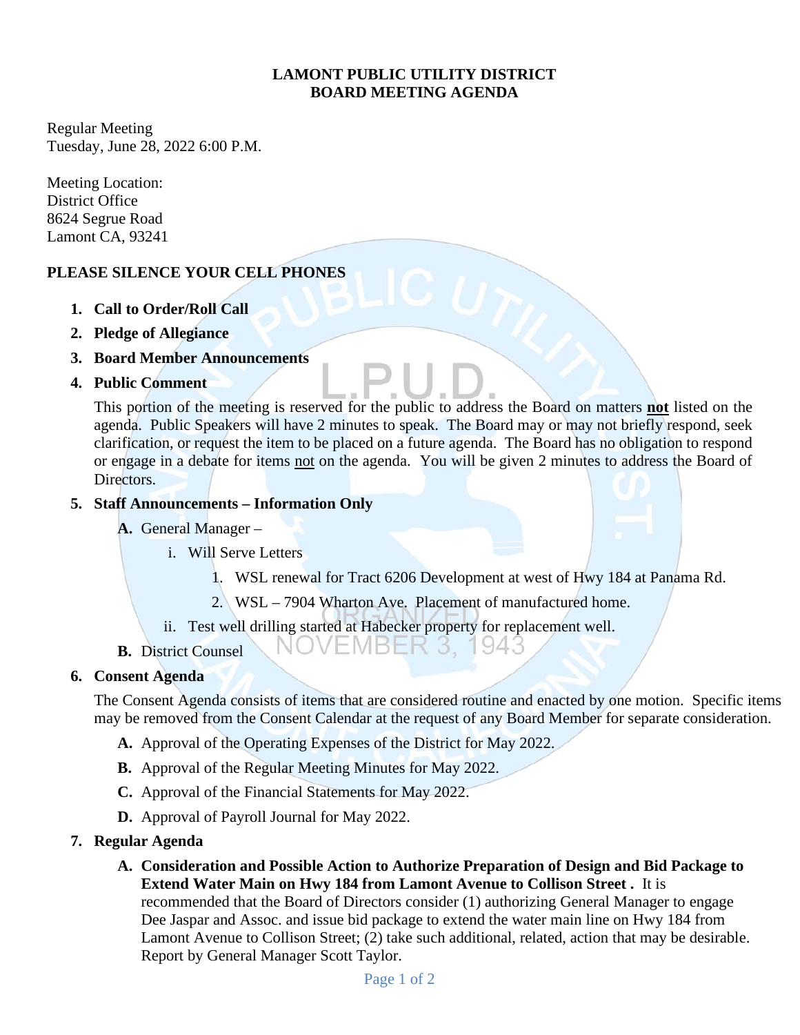# LAMONT PUBLIC UTILITY DISTRICT
# BOARD MEETING AGENDA

Regular Meeting
Tuesday, June 28, 2022 6:00 P.M.

Meeting Location:
District Office
8624 Segrue Road
Lamont CA, 93241

**PLEASE SILENCE YOUR CELL PHONES**

1. **Call to Order/Roll Call**
2. **Pledge of Allegiance**
3. **Board Member Announcements**
4. **Public Comment**

   This portion of the meeting is reserved for the public to address the Board on matters **not** listed on the agenda. Public Speakers will have 2 minutes to speak. The Board may or may not briefly respond, seek clarification, or request the item to be placed on a future agenda. The Board has no obligation to respond or engage in a debate for items not on the agenda. You will be given 2 minutes to address the Board of Directors.

5. **Staff Announcements – Information Only**
   - **A.** General Manager –
     - i. Will Serve Letters
       1. WSL renewal for Tract 6206 Development at west of Hwy 184 at Panama Rd.
       2. WSL – 7904 Wharton Ave. Placement of manufactured home.
     - ii. Test well drilling started at Habecker property for replacement well.
   - **B.** District Counsel

6. **Consent Agenda**

   The Consent Agenda consists of items that are considered routine and enacted by one motion. Specific items may be removed from the Consent Calendar at the request of any Board Member for separate consideration.

   - **A.** Approval of the Operating Expenses of the District for May 2022.
   - **B.** Approval of the Regular Meeting Minutes for May 2022.
   - **C.** Approval of the Financial Statements for May 2022.
   - **D.** Approval of Payroll Journal for May 2022.

7. **Regular Agenda**
   - **A. Consideration and Possible Action to Authorize Preparation of Design and Bid Package to Extend Water Main on Hwy 184 from Lamont Avenue to Collison Street .** It is recommended that the Board of Directors consider (1) authorizing General Manager to engage Dee Jaspar and Assoc. and issue bid package to extend the water main line on Hwy 184 from Lamont Avenue to Collison Street; (2) take such additional, related, action that may be desirable. Report by General Manager Scott Taylor.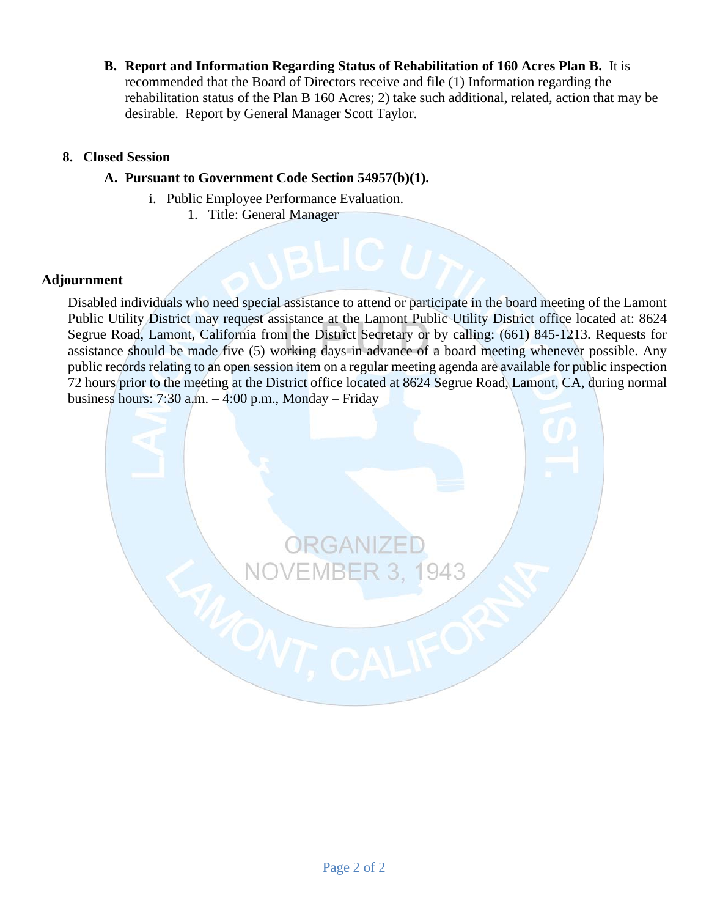**B. Report and Information Regarding Status of Rehabilitation of 160 Acres Plan B.** It is recommended that the Board of Directors receive and file (1) Information regarding the rehabilitation status of the Plan B 160 Acres; 2) take such additional, related, action that may be desirable. Report by General Manager Scott Taylor.

**8. Closed Session**

**A. Pursuant to Government Code Section 54957(b)(1).**

i. Public Employee Performance Evaluation.
   1. Title: General Manager

**Adjournment**

Disabled individuals who need special assistance to attend or participate in the board meeting of the Lamont Public Utility District may request assistance at the Lamont Public Utility District office located at: 8624 Segrue Road, Lamont, California from the District Secretary or by calling: (661) 845-1213. Requests for assistance should be made five (5) working days in advance of a board meeting whenever possible. Any public records relating to an open session item on a regular meeting agenda are available for public inspection 72 hours prior to the meeting at the District office located at 8624 Segrue Road, Lamont, CA, during normal business hours: 7:30 a.m. – 4:00 p.m., Monday – Friday